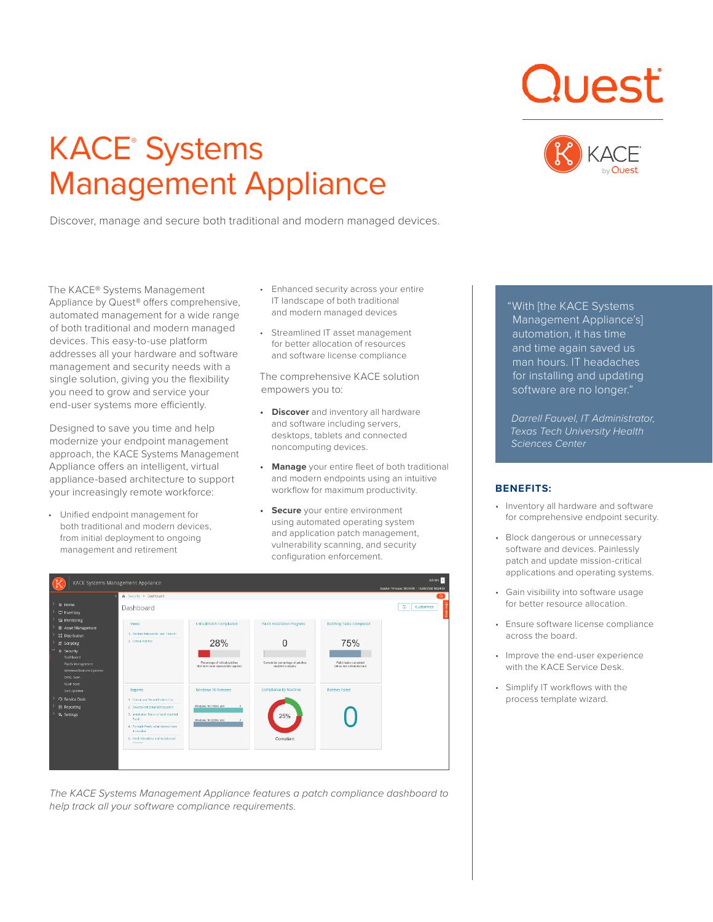# KACE® Systems Management Appliance

Discover, manage and secure both traditional and modern managed devices.

The KACE® Systems Management Appliance by Quest® offers comprehensive, automated management for a wide range of both traditional and modern managed devices. This easy-to-use platform addresses all your hardware and software management and security needs with a single solution, giving you the flexibility you need to grow and service your end-user systems more efficiently.

Designed to save you time and help modernize your endpoint management approach, the KACE Systems Management Appliance offers an intelligent, virtual appliance-based architecture to support your increasingly remote workforce:

- Unified endpoint management for both traditional and modern devices, from initial deployment to ongoing management and retirement
- Enhanced security across your entire IT landscape of both traditional and modern managed devices
- Streamlined IT asset management for better allocation of resources and software license compliance

The comprehensive KACE solution empowers you to:

- **Discover** and inventory all hardware and software including servers, desktops, tablets and connected noncomputing devices.
- **Manage** your entire fleet of both traditional and modern endpoints using an intuitive workflow for maximum productivity.
- **Secure** your entire environment using automated operating system and application patch management, vulnerability scanning, and security configuration enforcement.

*The KACE Systems Management Appliance features a patch compliance dashboard to help track all your software compliance requirements.*

> "With [the KACE Systems Management Appliance's] automation, it has time and time again saved us man hours. IT headaches for installing and updating software are no longer."
>
> *Darrell Fauvel, IT Administrator, Texas Tech University Health Sciences Center*

## BENEFITS:

- Inventory all hardware and software for comprehensive endpoint security.
- Block dangerous or unnecessary software and devices. Painlessly patch and update mission-critical applications and operating systems.
- Gain visibility into software usage for better resource allocation.
- Ensure software license compliance across the board.
- Improve the end-user experience with the KACE Service Desk.
- Simplify IT workflows with the process template wizard.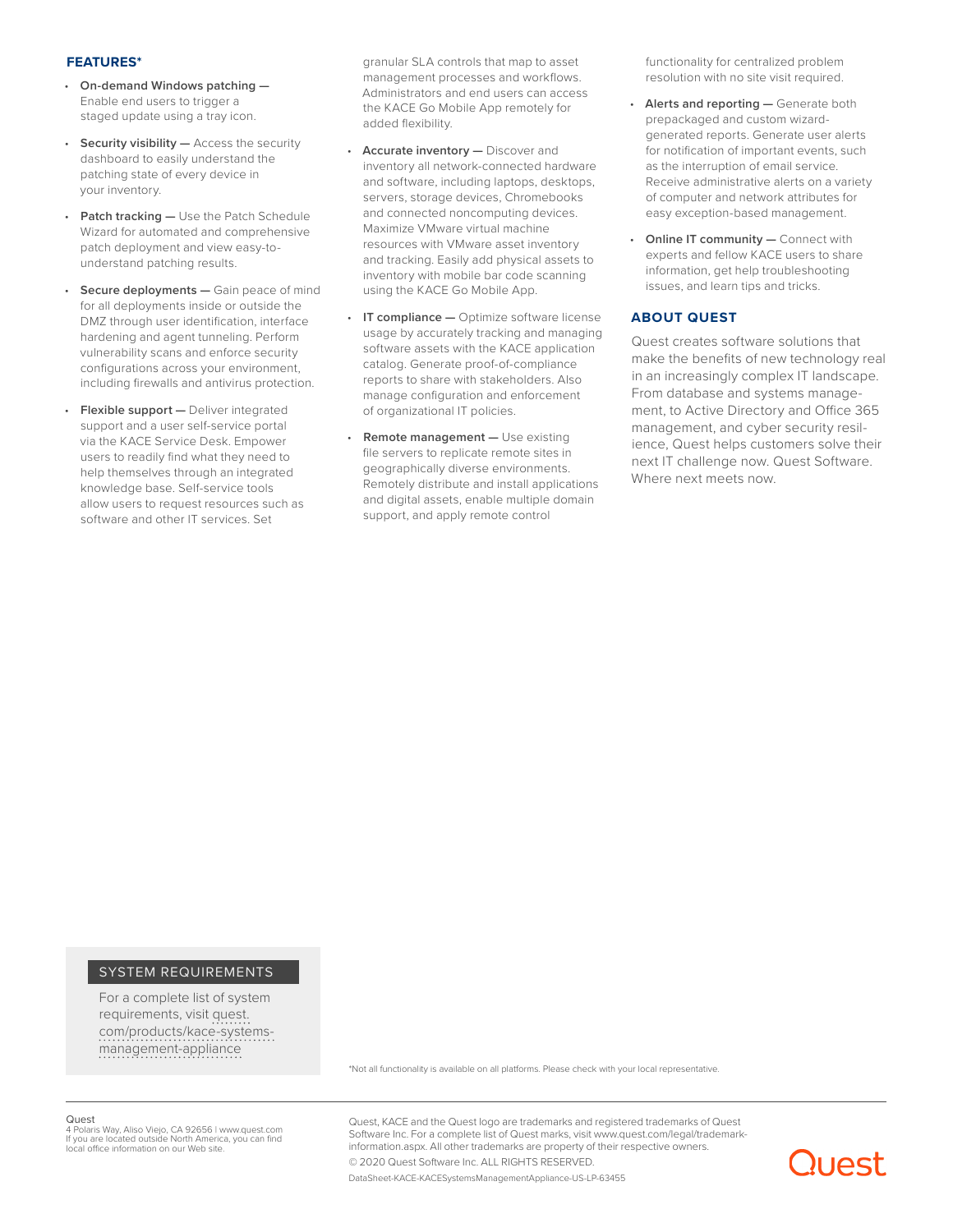## FEATURES*

- **On-demand Windows patching —** Enable end users to trigger a staged update using a tray icon.
- **Security visibility —** Access the security dashboard to easily understand the patching state of every device in your inventory.
- **Patch tracking —** Use the Patch Schedule Wizard for automated and comprehensive patch deployment and view easy-to-understand patching results.
- **Secure deployments —** Gain peace of mind for all deployments inside or outside the DMZ through user identification, interface hardening and agent tunneling. Perform vulnerability scans and enforce security configurations across your environment, including firewalls and antivirus protection.
- **Flexible support —** Deliver integrated support and a user self-service portal via the KACE Service Desk. Empower users to readily find what they need to help themselves through an integrated knowledge base. Self-service tools allow users to request resources such as software and other IT services. Set granular SLA controls that map to asset management processes and workflows. Administrators and end users can access the KACE Go Mobile App remotely for added flexibility.
- **Accurate inventory —** Discover and inventory all network-connected hardware and software, including laptops, desktops, servers, storage devices, Chromebooks and connected noncomputing devices. Maximize VMware virtual machine resources with VMware asset inventory and tracking. Easily add physical assets to inventory with mobile bar code scanning using the KACE Go Mobile App.
- **IT compliance —** Optimize software license usage by accurately tracking and managing software assets with the KACE application catalog. Generate proof-of-compliance reports to share with stakeholders. Also manage configuration and enforcement of organizational IT policies.
- **Remote management —** Use existing file servers to replicate remote sites in geographically diverse environments. Remotely distribute and install applications and digital assets, enable multiple domain support, and apply remote control functionality for centralized problem resolution with no site visit required.
- **Alerts and reporting —** Generate both prepackaged and custom wizard-generated reports. Generate user alerts for notification of important events, such as the interruption of email service. Receive administrative alerts on a variety of computer and network attributes for easy exception-based management.
- **Online IT community —** Connect with experts and fellow KACE users to share information, get help troubleshooting issues, and learn tips and tricks.

## ABOUT QUEST

Quest creates software solutions that make the benefits of new technology real in an increasingly complex IT landscape. From database and systems management, to Active Directory and Office 365 management, and cyber security resilience, Quest helps customers solve their next IT challenge now. Quest Software. Where next meets now.

### SYSTEM REQUIREMENTS

For a complete list of system requirements, visit quest.com/products/kace-systems-management-appliance

*Not all functionality is available on all platforms. Please check with your local representative.

Quest
4 Polaris Way, Aliso Viejo, CA 92656 | www.quest.com
If you are located outside North America, you can find local office information on our Web site.

Quest, KACE and the Quest logo are trademarks and registered trademarks of Quest Software Inc. For a complete list of Quest marks, visit www.quest.com/legal/trademark-information.aspx. All other trademarks are property of their respective owners.

© 2020 Quest Software Inc. ALL RIGHTS RESERVED.

DataSheet-KACE-KACESystemsManagementAppliance-US-LP-63455